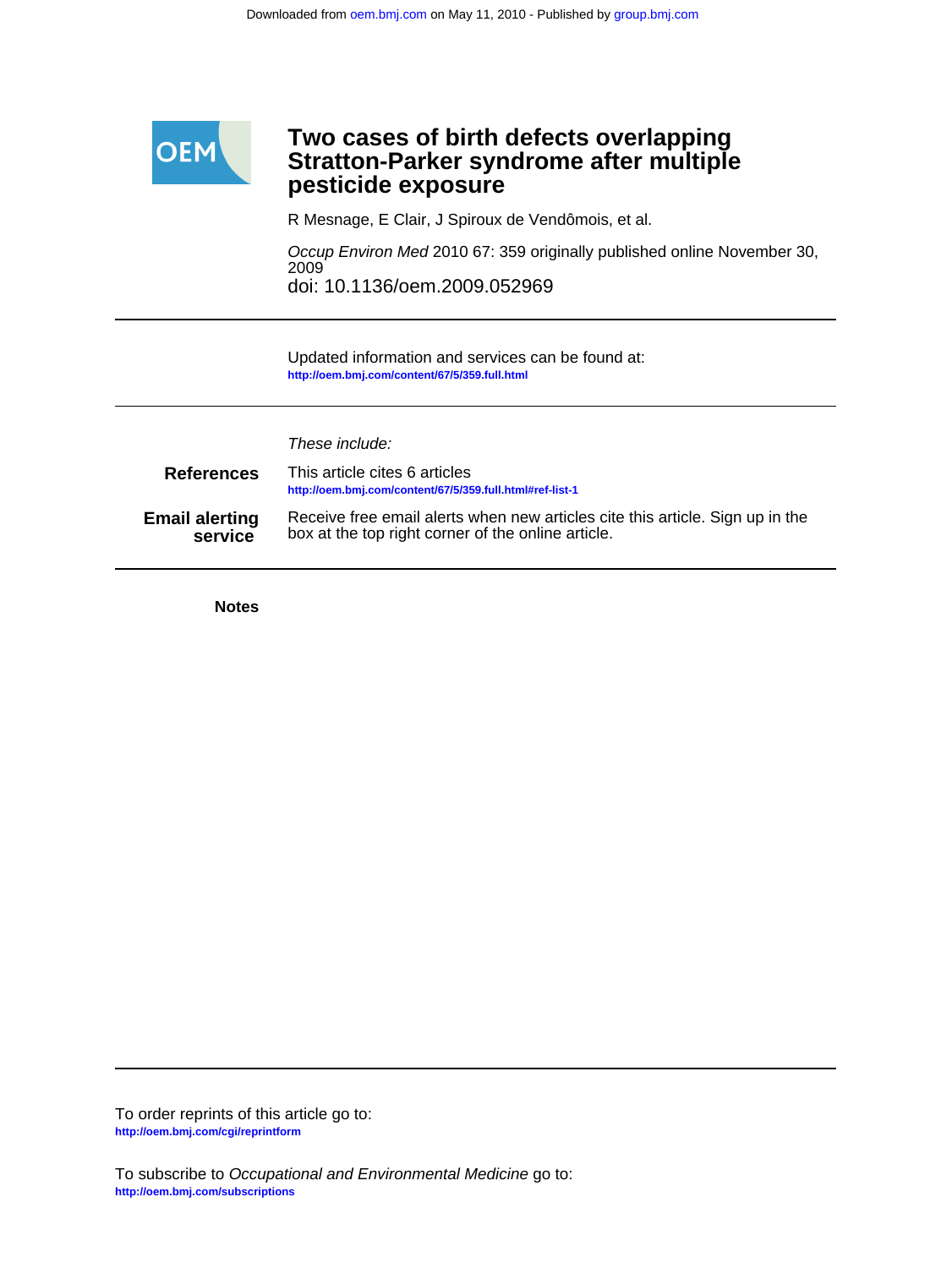Downloaded from oem.bmj.com on May 11, 2010 - Published by group.bmj.com

OEM

# Two cases of birth defects overlapping Stratton-Parker syndrome after multiple pesticide exposure

R Mesnage, E Clair, J Spiroux de Vendômois, et al.

*Occup Environ Med* 2010 67: 359 originally published online November 30, 2009
doi: 10.1136/oem.2009.052969

---

Updated information and services can be found at:
**http://oem.bmj.com/content/67/5/359.full.html**

---

*These include:*

**References**
This article cites 6 articles
**http://oem.bmj.com/content/67/5/359.full.html#ref-list-1**

**Email alerting service**
Receive free email alerts when new articles cite this article. Sign up in the box at the top right corner of the online article.

---

**Notes**

---

To order reprints of this article go to:
**http://oem.bmj.com/cgi/reprintform**

To subscribe to *Occupational and Environmental Medicine* go to:
**http://oem.bmj.com/subscriptions**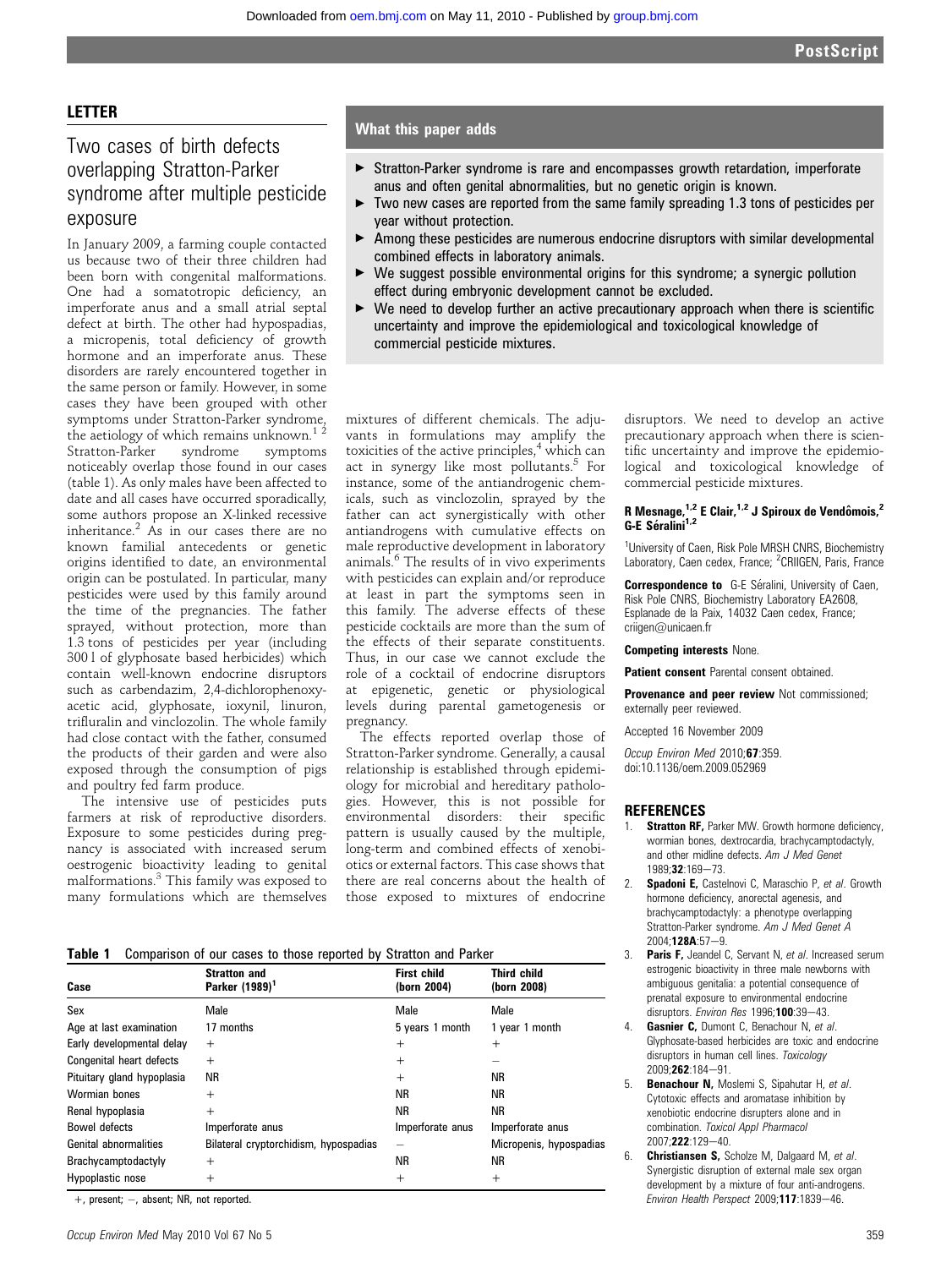## LETTER

# Two cases of birth defects overlapping Stratton-Parker syndrome after multiple pesticide exposure

In January 2009, a farming couple contacted us because two of their three children had been born with congenital malformations. One had a somatotropic deficiency, an imperforate anus and a small atrial septal defect at birth. The other had hypospadias, a micropenis, total deficiency of growth hormone and an imperforate anus. These disorders are rarely encountered together in the same person or family. However, in some cases they have been grouped with other symptoms under Stratton-Parker syndrome, the aetiology of which remains unknown.[1 2] Stratton-Parker syndrome symptoms noticeably overlap those found in our cases (table 1). As only males have been affected to date and all cases have occurred sporadically, some authors propose an X-linked recessive inheritance.[2] As in our cases there are no known familial antecedents or genetic origins identified to date, an environmental origin can be postulated. In particular, many pesticides were used by this family around the time of the pregnancies. The father sprayed, without protection, more than 1.3 tons of pesticides per year (including 300 l of glyphosate based herbicides) which contain well-known endocrine disruptors such as carbendazim, 2,4-dichlorophenoxy-acetic acid, glyphosate, ioxynil, linuron, trifluralin and vinclozolin. The whole family had close contact with the father, consumed the products of their garden and were also exposed through the consumption of pigs and poultry fed farm produce.

The intensive use of pesticides puts farmers at risk of reproductive disorders. Exposure to some pesticides during pregnancy is associated with increased serum oestrogenic bioactivity leading to genital malformations.[3] This family was exposed to many formulations which are themselves mixtures of different chemicals. The adjuvants in formulations may amplify the toxicities of the active principles,[4] which can act in synergy like most pollutants.[5] For instance, some of the antiandrogenic chemicals, such as vinclozolin, sprayed by the father can act synergistically with other antiandrogens with cumulative effects on male reproductive development in laboratory animals.[6] The results of in vivo experiments with pesticides can explain and/or reproduce at least in part the symptoms seen in this family. The adverse effects of these pesticide cocktails are more than the sum of the effects of their separate constituents. Thus, in our case we cannot exclude the role of a cocktail of endocrine disruptors at epigenetic, genetic or physiological levels during parental gametogenesis or pregnancy.

The effects reported overlap those of Stratton-Parker syndrome. Generally, a causal relationship is established through epidemiology for microbial and hereditary pathologies. However, this is not possible for environmental disorders: their specific pattern is usually caused by the multiple, long-term and combined effects of xenobiotics or external factors. This case shows that there are real concerns about the health of those exposed to mixtures of endocrine disruptors. We need to develop an active precautionary approach when there is scientific uncertainty and improve the epidemiological and toxicological knowledge of commercial pesticide mixtures.

**R Mesnage,[1,2] E Clair,[1,2] J Spiroux de Vendômois,[2] G-E Séralini[1,2]**

[1]University of Caen, Risk Pole MRSH CNRS, Biochemistry Laboratory, Caen cedex, France; [2]CRIIGEN, Paris, France

**Correspondence to** G-E Séralini, University of Caen, Risk Pole CNRS, Biochemistry Laboratory EA2608, Esplanade de la Paix, 14032 Caen cedex, France; criigen@unicaen.fr

**Competing interests** None.

**Patient consent** Parental consent obtained.

**Provenance and peer review** Not commissioned; externally peer reviewed.

Accepted 16 November 2009

*Occup Environ Med* 2010;**67**:359. doi:10.1136/oem.2009.052969

## What this paper adds

- Stratton-Parker syndrome is rare and encompasses growth retardation, imperforate anus and often genital abnormalities, but no genetic origin is known.
- Two new cases are reported from the same family spreading 1.3 tons of pesticides per year without protection.
- Among these pesticides are numerous endocrine disruptors with similar developmental combined effects in laboratory animals.
- We suggest possible environmental origins for this syndrome; a synergic pollution effect during embryonic development cannot be excluded.
- We need to develop further an active precautionary approach when there is scientific uncertainty and improve the epidemiological and toxicological knowledge of commercial pesticide mixtures.

**Table 1** Comparison of our cases to those reported by Stratton and Parker

| Case | Stratton and Parker (1989)[1] | First child (born 2004) | Third child (born 2008) |
|---|---|---|---|
| Sex | Male | Male | Male |
| Age at last examination | 17 months | 5 years 1 month | 1 year 1 month |
| Early developmental delay | + | + | + |
| Congenital heart defects | + | + | − |
| Pituitary gland hypoplasia | NR | + | NR |
| Wormian bones | + | NR | NR |
| Renal hypoplasia | + | NR | NR |
| Bowel defects | Imperforate anus | Imperforate anus | Imperforate anus |
| Genital abnormalities | Bilateral cryptorchidism, hypospadias | − | Micropenis, hypospadias |
| Brachycamptodactyly | + | NR | NR |
| Hypoplastic nose | + | + | + |

+, present; −, absent; NR, not reported.

## REFERENCES

1. **Stratton RF,** Parker MW. Growth hormone deficiency, wormian bones, dextrocardia, brachycamptodactyly, and other midline defects. *Am J Med Genet* 1989;**32**:169–73.
2. **Spadoni E,** Castelnovi C, Maraschio P, *et al*. Growth hormone deficiency, anorectal agenesis, and brachycamptodactyly: a phenotype overlapping Stratton-Parker syndrome. *Am J Med Genet A* 2004;**128A**:57–9.
3. **Paris F,** Jeandel C, Servant N, *et al*. Increased serum estrogenic bioactivity in three male newborns with ambiguous genitalia: a potential consequence of prenatal exposure to environmental endocrine disruptors. *Environ Res* 1996;**100**:39–43.
4. **Gasnier C,** Dumont C, Benachour N, *et al*. Glyphosate-based herbicides are toxic and endocrine disruptors in human cell lines. *Toxicology* 2009;**262**:184–91.
5. **Benachour N,** Moslemi S, Sipahutar H, *et al*. Cytotoxic effects and aromatase inhibition by xenobiotic endocrine disrupters alone and in combination. *Toxicol Appl Pharmacol* 2007;**222**:129–40.
6. **Christiansen S,** Scholze M, Dalgaard M, *et al*. Synergistic disruption of external male sex organ development by a mixture of four anti-androgens. *Environ Health Perspect* 2009;**117**:1839–46.